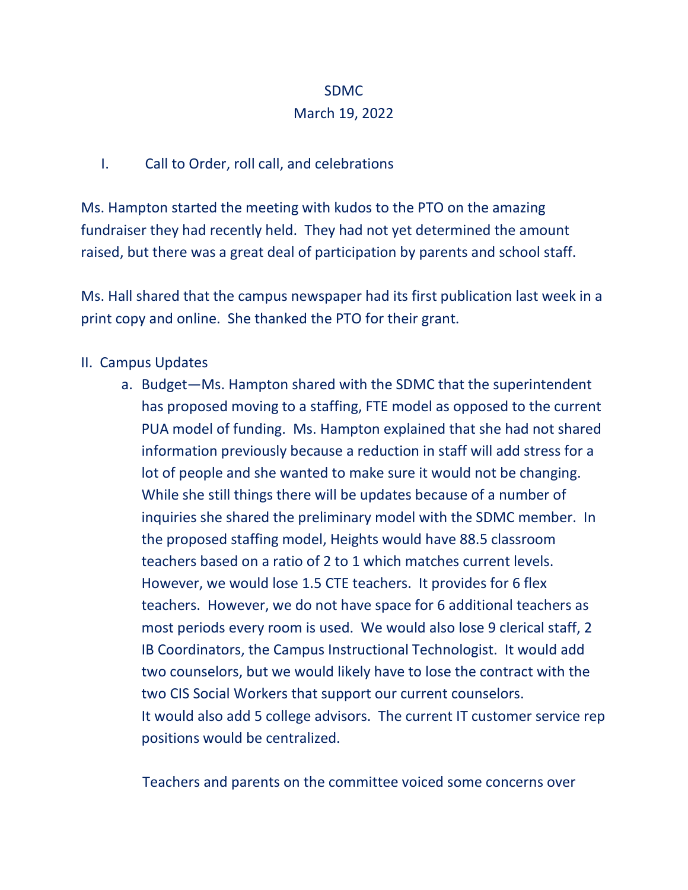SDMC

March 19, 2022

I. Call to Order, roll call, and celebrations

Ms. Hampton started the meeting with kudos to the PTO on the amazing fundraiser they had recently held. They had not yet determined the amount raised, but there was a great deal of participation by parents and school staff.

Ms. Hall shared that the campus newspaper had its first publication last week in a print copy and online. She thanked the PTO for their grant.

II. Campus Updates

a. Budget—Ms. Hampton shared with the SDMC that the superintendent has proposed moving to a staffing, FTE model as opposed to the current PUA model of funding. Ms. Hampton explained that she had not shared information previously because a reduction in staff will add stress for a lot of people and she wanted to make sure it would not be changing. While she still things there will be updates because of a number of inquiries she shared the preliminary model with the SDMC member. In the proposed staffing model, Heights would have 88.5 classroom teachers based on a ratio of 2 to 1 which matches current levels. However, we would lose 1.5 CTE teachers. It provides for 6 flex teachers. However, we do not have space for 6 additional teachers as most periods every room is used. We would also lose 9 clerical staff, 2 IB Coordinators, the Campus Instructional Technologist. It would add two counselors, but we would likely have to lose the contract with the two CIS Social Workers that support our current counselors. It would also add 5 college advisors. The current IT customer service rep positions would be centralized.

Teachers and parents on the committee voiced some concerns over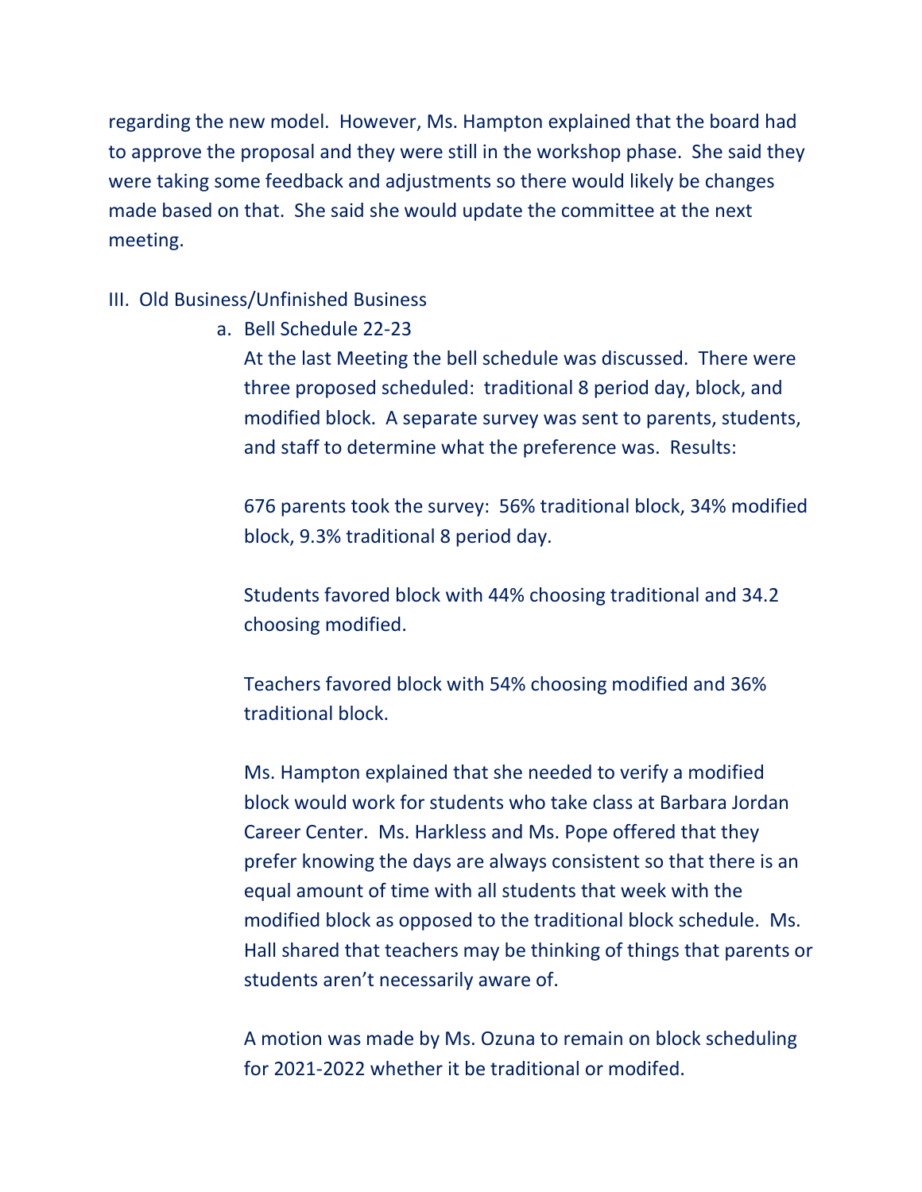regarding the new model. However, Ms. Hampton explained that the board had to approve the proposal and they were still in the workshop phase. She said they were taking some feedback and adjustments so there would likely be changes made based on that. She said she would update the committee at the next meeting.

III. Old Business/Unfinished Business

a. Bell Schedule 22-23

At the last Meeting the bell schedule was discussed. There were three proposed scheduled: traditional 8 period day, block, and modified block. A separate survey was sent to parents, students, and staff to determine what the preference was. Results:

676 parents took the survey: 56% traditional block, 34% modified block, 9.3% traditional 8 period day.

Students favored block with 44% choosing traditional and 34.2 choosing modified.

Teachers favored block with 54% choosing modified and 36% traditional block.

Ms. Hampton explained that she needed to verify a modified block would work for students who take class at Barbara Jordan Career Center. Ms. Harkless and Ms. Pope offered that they prefer knowing the days are always consistent so that there is an equal amount of time with all students that week with the modified block as opposed to the traditional block schedule. Ms. Hall shared that teachers may be thinking of things that parents or students aren't necessarily aware of.

A motion was made by Ms. Ozuna to remain on block scheduling for 2021-2022 whether it be traditional or modifed.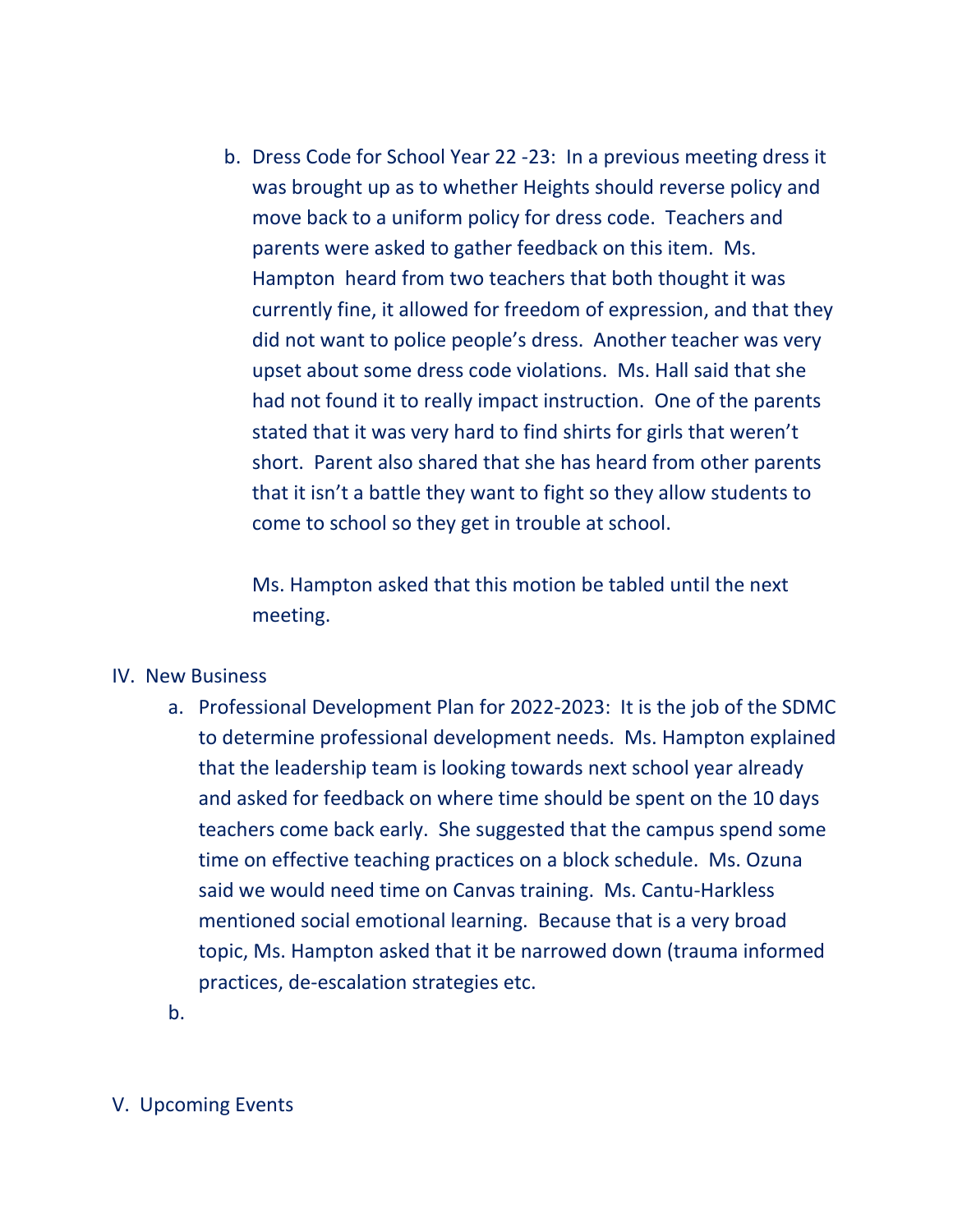b. Dress Code for School Year 22 -23: In a previous meeting dress it was brought up as to whether Heights should reverse policy and move back to a uniform policy for dress code. Teachers and parents were asked to gather feedback on this item. Ms. Hampton heard from two teachers that both thought it was currently fine, it allowed for freedom of expression, and that they did not want to police people's dress. Another teacher was very upset about some dress code violations. Ms. Hall said that she had not found it to really impact instruction. One of the parents stated that it was very hard to find shirts for girls that weren't short. Parent also shared that she has heard from other parents that it isn't a battle they want to fight so they allow students to come to school so they get in trouble at school.

   Ms. Hampton asked that this motion be tabled until the next meeting.

IV. New Business

   a. Professional Development Plan for 2022-2023: It is the job of the SDMC to determine professional development needs. Ms. Hampton explained that the leadership team is looking towards next school year already and asked for feedback on where time should be spent on the 10 days teachers come back early. She suggested that the campus spend some time on effective teaching practices on a block schedule. Ms. Ozuna said we would need time on Canvas training. Ms. Cantu-Harkless mentioned social emotional learning. Because that is a very broad topic, Ms. Hampton asked that it be narrowed down (trauma informed practices, de-escalation strategies etc.

   b.

V. Upcoming Events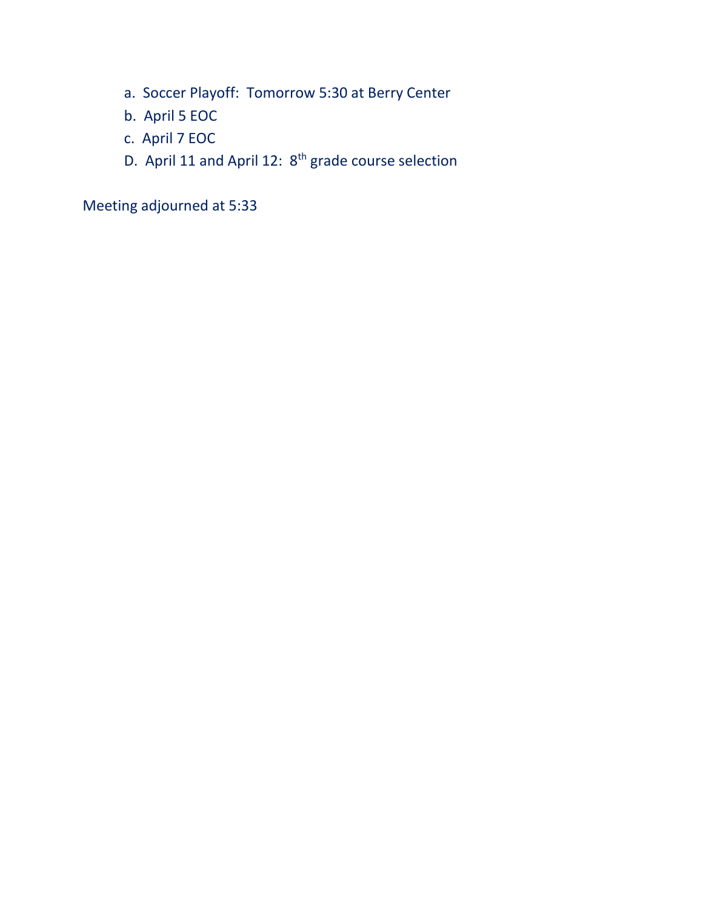a. Soccer Playoff: Tomorrow 5:30 at Berry Center

b. April 5 EOC

c. April 7 EOC

D. April 11 and April 12: 8th grade course selection

Meeting adjourned at 5:33